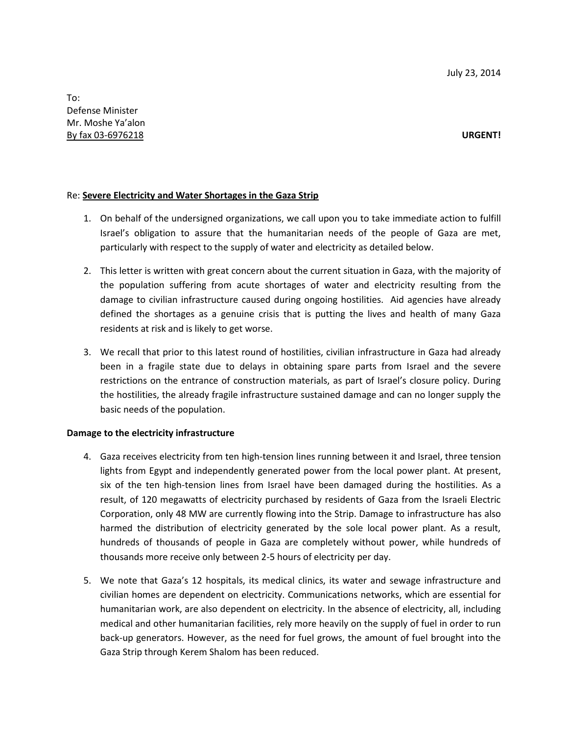July 23, 2014

To:
Defense Minister
Mr. Moshe Ya'alon
By fax 03-6976218

**URGENT!**

Re: **Severe Electricity and Water Shortages in the Gaza Strip**

1. On behalf of the undersigned organizations, we call upon you to take immediate action to fulfill Israel's obligation to assure that the humanitarian needs of the people of Gaza are met, particularly with respect to the supply of water and electricity as detailed below.

2. This letter is written with great concern about the current situation in Gaza, with the majority of the population suffering from acute shortages of water and electricity resulting from the damage to civilian infrastructure caused during ongoing hostilities. Aid agencies have already defined the shortages as a genuine crisis that is putting the lives and health of many Gaza residents at risk and is likely to get worse.

3. We recall that prior to this latest round of hostilities, civilian infrastructure in Gaza had already been in a fragile state due to delays in obtaining spare parts from Israel and the severe restrictions on the entrance of construction materials, as part of Israel's closure policy. During the hostilities, the already fragile infrastructure sustained damage and can no longer supply the basic needs of the population.

**Damage to the electricity infrastructure**

4. Gaza receives electricity from ten high-tension lines running between it and Israel, three tension lights from Egypt and independently generated power from the local power plant. At present, six of the ten high-tension lines from Israel have been damaged during the hostilities. As a result, of 120 megawatts of electricity purchased by residents of Gaza from the Israeli Electric Corporation, only 48 MW are currently flowing into the Strip. Damage to infrastructure has also harmed the distribution of electricity generated by the sole local power plant. As a result, hundreds of thousands of people in Gaza are completely without power, while hundreds of thousands more receive only between 2-5 hours of electricity per day.

5. We note that Gaza's 12 hospitals, its medical clinics, its water and sewage infrastructure and civilian homes are dependent on electricity. Communications networks, which are essential for humanitarian work, are also dependent on electricity. In the absence of electricity, all, including medical and other humanitarian facilities, rely more heavily on the supply of fuel in order to run back-up generators. However, as the need for fuel grows, the amount of fuel brought into the Gaza Strip through Kerem Shalom has been reduced.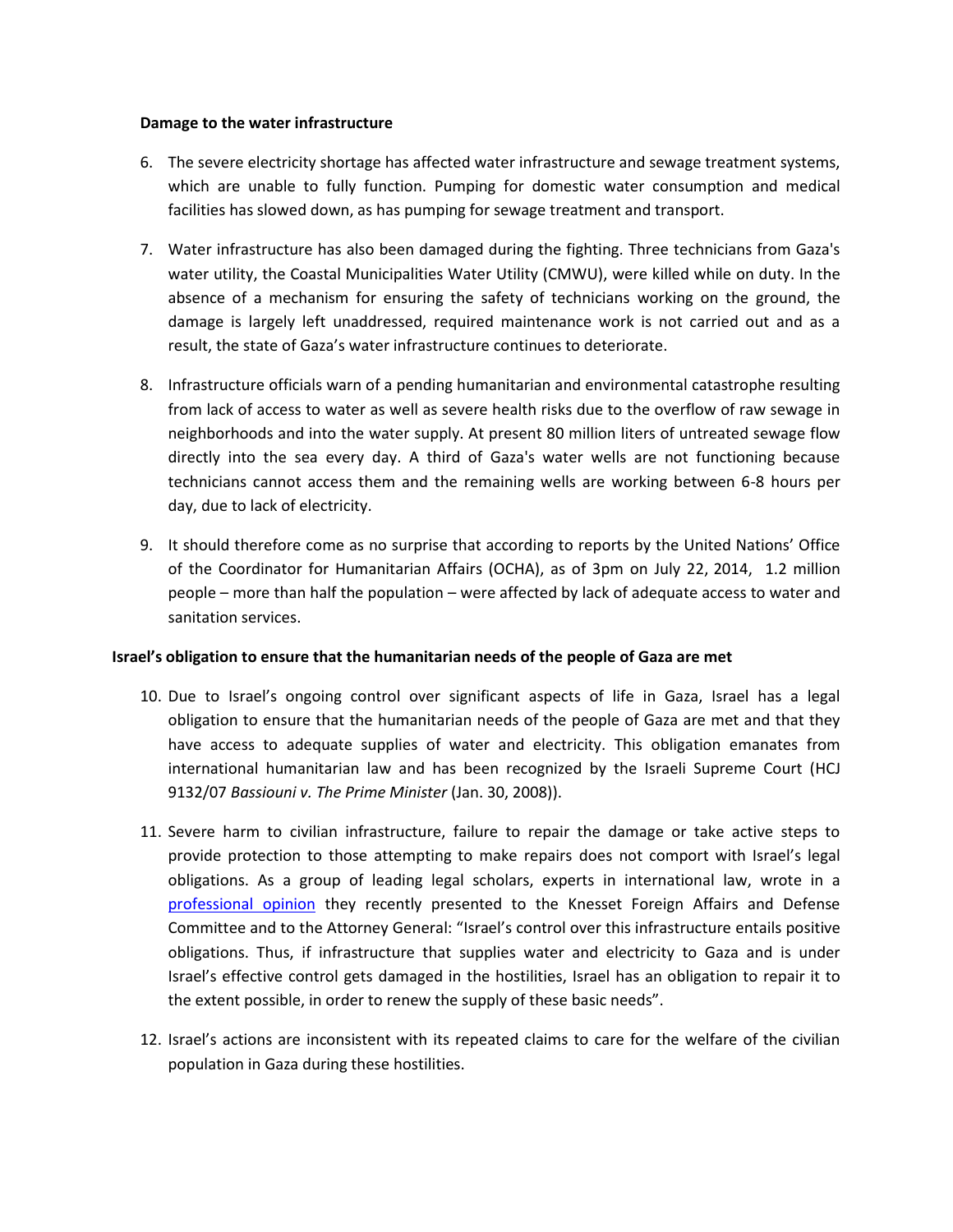**Damage to the water infrastructure**

6. The severe electricity shortage has affected water infrastructure and sewage treatment systems, which are unable to fully function. Pumping for domestic water consumption and medical facilities has slowed down, as has pumping for sewage treatment and transport.

7. Water infrastructure has also been damaged during the fighting. Three technicians from Gaza's water utility, the Coastal Municipalities Water Utility (CMWU), were killed while on duty. In the absence of a mechanism for ensuring the safety of technicians working on the ground, the damage is largely left unaddressed, required maintenance work is not carried out and as a result, the state of Gaza's water infrastructure continues to deteriorate.

8. Infrastructure officials warn of a pending humanitarian and environmental catastrophe resulting from lack of access to water as well as severe health risks due to the overflow of raw sewage in neighborhoods and into the water supply. At present 80 million liters of untreated sewage flow directly into the sea every day. A third of Gaza's water wells are not functioning because technicians cannot access them and the remaining wells are working between 6-8 hours per day, due to lack of electricity.

9. It should therefore come as no surprise that according to reports by the United Nations' Office of the Coordinator for Humanitarian Affairs (OCHA), as of 3pm on July 22, 2014, 1.2 million people – more than half the population – were affected by lack of adequate access to water and sanitation services.

**Israel's obligation to ensure that the humanitarian needs of the people of Gaza are met**

10. Due to Israel's ongoing control over significant aspects of life in Gaza, Israel has a legal obligation to ensure that the humanitarian needs of the people of Gaza are met and that they have access to adequate supplies of water and electricity. This obligation emanates from international humanitarian law and has been recognized by the Israeli Supreme Court (HCJ 9132/07 *Bassiouni v. The Prime Minister* (Jan. 30, 2008)).

11. Severe harm to civilian infrastructure, failure to repair the damage or take active steps to provide protection to those attempting to make repairs does not comport with Israel's legal obligations. As a group of leading legal scholars, experts in international law, wrote in a professional opinion they recently presented to the Knesset Foreign Affairs and Defense Committee and to the Attorney General: "Israel's control over this infrastructure entails positive obligations. Thus, if infrastructure that supplies water and electricity to Gaza and is under Israel's effective control gets damaged in the hostilities, Israel has an obligation to repair it to the extent possible, in order to renew the supply of these basic needs".

12. Israel's actions are inconsistent with its repeated claims to care for the welfare of the civilian population in Gaza during these hostilities.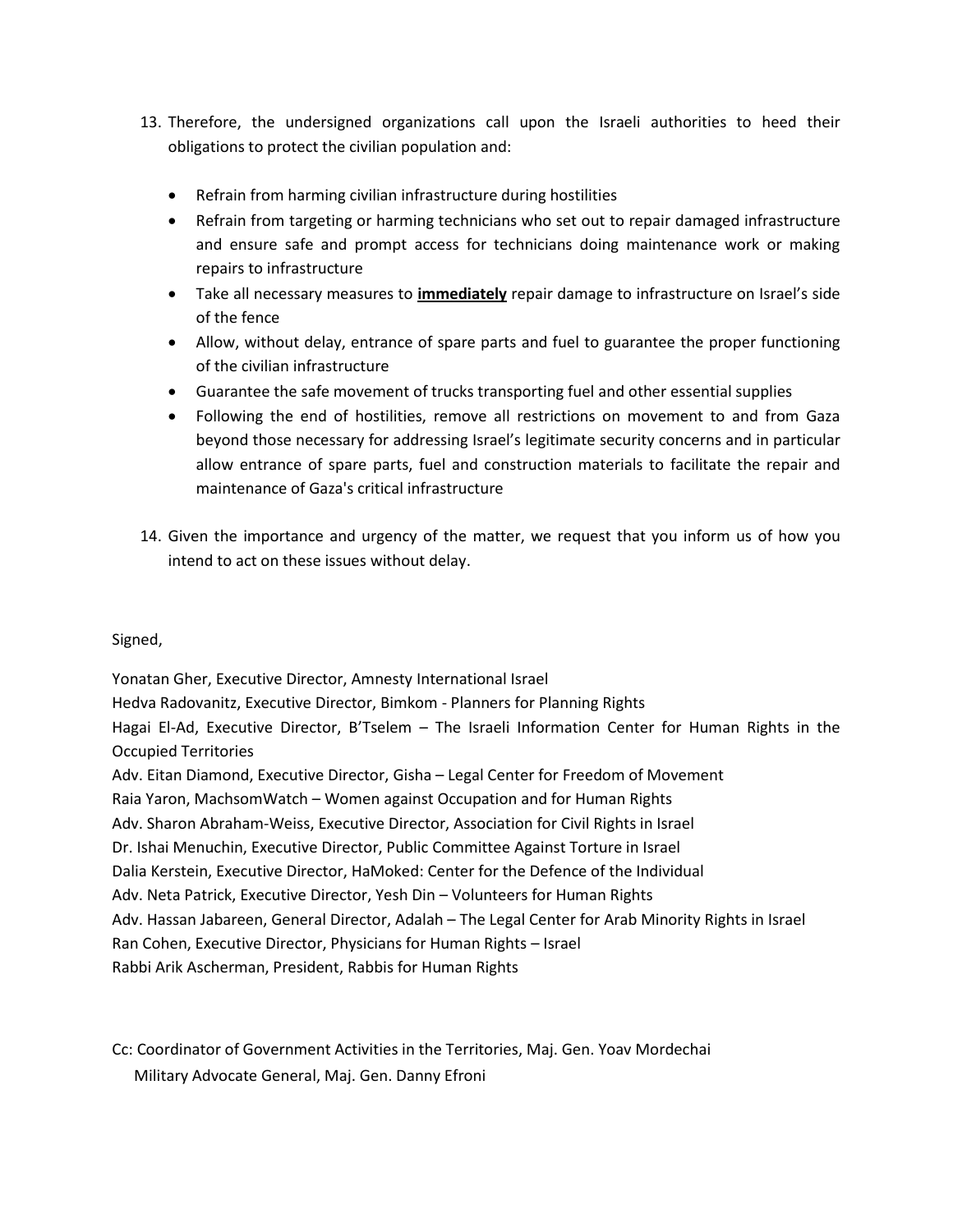13. Therefore, the undersigned organizations call upon the Israeli authorities to heed their obligations to protect the civilian population and:

    - Refrain from harming civilian infrastructure during hostilities
    - Refrain from targeting or harming technicians who set out to repair damaged infrastructure and ensure safe and prompt access for technicians doing maintenance work or making repairs to infrastructure
    - Take all necessary measures to <u>**immediately**</u> repair damage to infrastructure on Israel's side of the fence
    - Allow, without delay, entrance of spare parts and fuel to guarantee the proper functioning of the civilian infrastructure
    - Guarantee the safe movement of trucks transporting fuel and other essential supplies
    - Following the end of hostilities, remove all restrictions on movement to and from Gaza beyond those necessary for addressing Israel's legitimate security concerns and in particular allow entrance of spare parts, fuel and construction materials to facilitate the repair and maintenance of Gaza's critical infrastructure

14. Given the importance and urgency of the matter, we request that you inform us of how you intend to act on these issues without delay.

Signed,

Yonatan Gher, Executive Director, Amnesty International Israel
Hedva Radovanitz, Executive Director, Bimkom - Planners for Planning Rights
Hagai El-Ad, Executive Director, B'Tselem – The Israeli Information Center for Human Rights in the Occupied Territories
Adv. Eitan Diamond, Executive Director, Gisha – Legal Center for Freedom of Movement
Raia Yaron, MachsomWatch – Women against Occupation and for Human Rights
Adv. Sharon Abraham-Weiss, Executive Director, Association for Civil Rights in Israel
Dr. Ishai Menuchin, Executive Director, Public Committee Against Torture in Israel
Dalia Kerstein, Executive Director, HaMoked: Center for the Defence of the Individual
Adv. Neta Patrick, Executive Director, Yesh Din – Volunteers for Human Rights
Adv. Hassan Jabareen, General Director, Adalah – The Legal Center for Arab Minority Rights in Israel
Ran Cohen, Executive Director, Physicians for Human Rights – Israel
Rabbi Arik Ascherman, President, Rabbis for Human Rights

Cc: Coordinator of Government Activities in the Territories, Maj. Gen. Yoav Mordechai
Military Advocate General, Maj. Gen. Danny Efroni